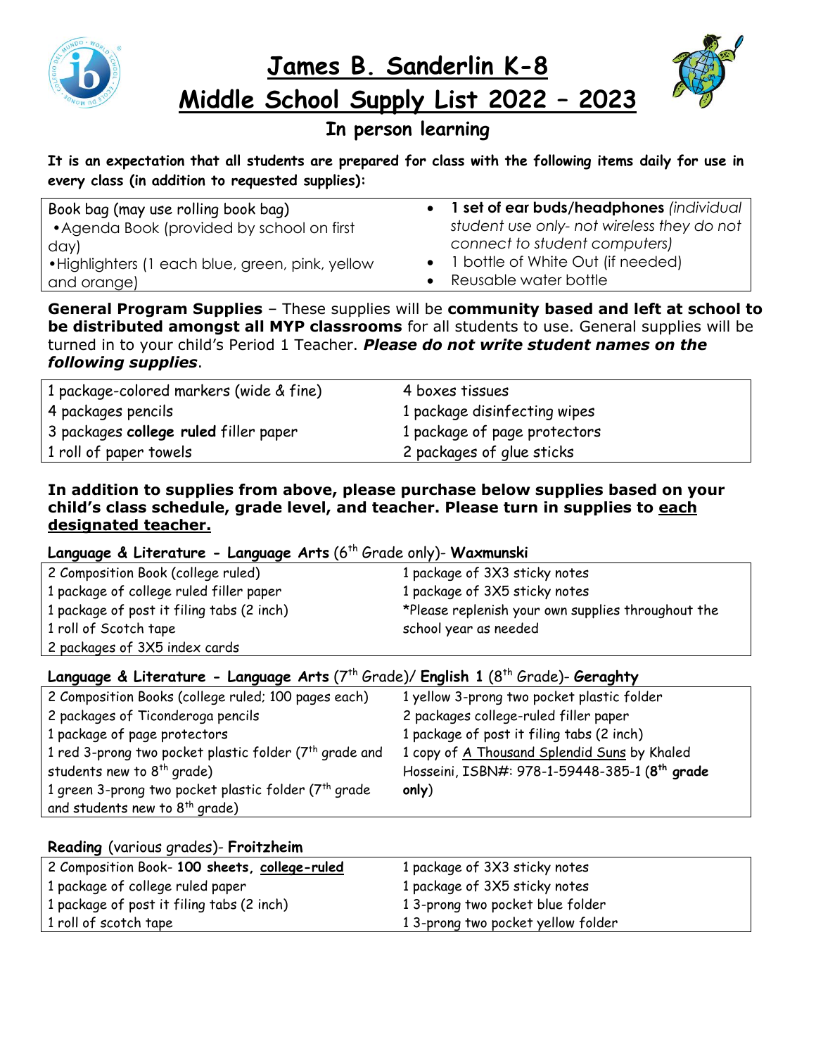# James B. Sanderlin K-8

# Middle School Supply List 2022 – 2023

## In person learning

**It is an expectation that all students are prepared for class with the following items daily for use in every class (in addition to requested supplies):**

| | |
|---|---|
| Book bag (may use rolling book bag)<br>• Agenda Book (provided by school on first day)<br>• Highlighters (1 each blue, green, pink, yellow and orange) | • **1 set of ear buds/headphones** *(individual student use only- not wireless they do not connect to student computers)*<br>• 1 bottle of White Out (if needed)<br>• Reusable water bottle |

**General Program Supplies** – These supplies will be **community based and left at school to be distributed amongst all MYP classrooms** for all students to use. General supplies will be turned in to your child's Period 1 Teacher. ***Please do not write student names on the following supplies***.

| | |
|---|---|
| 1 package-colored markers (wide & fine) | 4 boxes tissues |
| 4 packages pencils | 1 package disinfecting wipes |
| 3 packages **college ruled** filler paper | 1 package of page protectors |
| 1 roll of paper towels | 2 packages of glue sticks |

**In addition to supplies from above, please purchase below supplies based on your child's class schedule, grade level, and teacher. Please turn in supplies to <u>each designated teacher.</u>**

**Language & Literature - Language Arts** (6th Grade only)- **Waxmunski**

| | |
|---|---|
| 2 Composition Book (college ruled) | 1 package of 3X3 sticky notes |
| 1 package of college ruled filler paper | 1 package of 3X5 sticky notes |
| 1 package of post it filing tabs (2 inch) | *Please replenish your own supplies throughout the school year as needed |
| 1 roll of Scotch tape | |
| 2 packages of 3X5 index cards | |

**Language & Literature - Language Arts** (7th Grade)/ **English 1** (8th Grade)- **Geraghty**

| | |
|---|---|
| 2 Composition Books (college ruled; 100 pages each) | 1 yellow 3-prong two pocket plastic folder |
| 2 packages of Ticonderoga pencils | 2 packages college-ruled filler paper |
| 1 package of page protectors | 1 package of post it filing tabs (2 inch) |
| 1 red 3-prong two pocket plastic folder (7th grade and students new to 8th grade) | 1 copy of <u>A Thousand Splendid Suns</u> by Khaled Hosseini, ISBN#: 978-1-59448-385-1 (**8th grade only**) |
| 1 green 3-prong two pocket plastic folder (7th grade and students new to 8th grade) | |

**Reading** (various grades)- **Froitzheim**

| | |
|---|---|
| 2 Composition Book- **100 sheets**, **<u>college-ruled</u>** | 1 package of 3X3 sticky notes |
| 1 package of college ruled paper | 1 package of 3X5 sticky notes |
| 1 package of post it filing tabs (2 inch) | 1 3-prong two pocket blue folder |
| 1 roll of scotch tape | 1 3-prong two pocket yellow folder |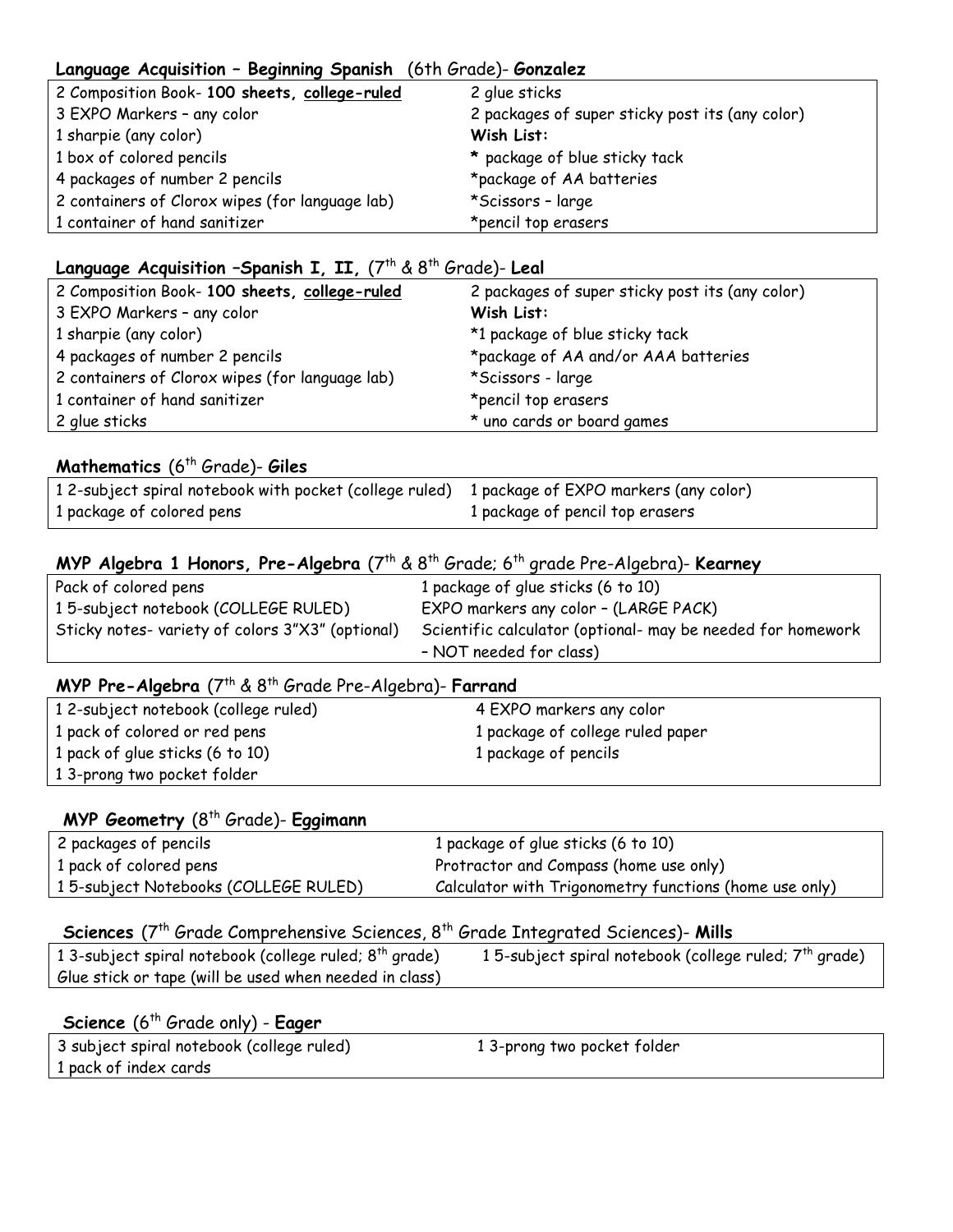**Language Acquisition – Beginning Spanish** (6th Grade)- **Gonzalez**

| | |
|---|---|
| 2 Composition Book- **100 sheets, college-ruled** | 2 glue sticks |
| 3 EXPO Markers – any color | 2 packages of super sticky post its (any color) |
| 1 sharpie (any color) | **Wish List:** |
| 1 box of colored pencils | * package of blue sticky tack |
| 4 packages of number 2 pencils | *package of AA batteries |
| 2 containers of Clorox wipes (for language lab) | *Scissors – large |
| 1 container of hand sanitizer | *pencil top erasers |

**Language Acquisition –Spanish I, II,** (7th & 8th Grade)- **Leal**

| | |
|---|---|
| 2 Composition Book- **100 sheets, college-ruled** | 2 packages of super sticky post its (any color) |
| 3 EXPO Markers – any color | **Wish List:** |
| 1 sharpie (any color) | *1 package of blue sticky tack |
| 4 packages of number 2 pencils | *package of AA and/or AAA batteries |
| 2 containers of Clorox wipes (for language lab) | *Scissors - large |
| 1 container of hand sanitizer | *pencil top erasers |
| 2 glue sticks | * uno cards or board games |

**Mathematics** (6th Grade)- **Giles**

| | |
|---|---|
| 1 2-subject spiral notebook with pocket (college ruled) | 1 package of EXPO markers (any color) |
| 1 package of colored pens | 1 package of pencil top erasers |

**MYP Algebra 1 Honors, Pre-Algebra** (7th & 8th Grade; 6th grade Pre-Algebra)- **Kearney**

| | |
|---|---|
| Pack of colored pens | 1 package of glue sticks (6 to 10) |
| 1 5-subject notebook (COLLEGE RULED) | EXPO markers any color – (LARGE PACK) |
| Sticky notes- variety of colors 3"X3" (optional) | Scientific calculator (optional- may be needed for homework – NOT needed for class) |

**MYP Pre-Algebra** (7th & 8th Grade Pre-Algebra)- **Farrand**

| | |
|---|---|
| 1 2-subject notebook (college ruled) | 4 EXPO markers any color |
| 1 pack of colored or red pens | 1 package of college ruled paper |
| 1 pack of glue sticks (6 to 10) | 1 package of pencils |
| 1 3-prong two pocket folder | |

**MYP Geometry** (8th Grade)- **Eggimann**

| | |
|---|---|
| 2 packages of pencils | 1 package of glue sticks (6 to 10) |
| 1 pack of colored pens | Protractor and Compass (home use only) |
| 1 5-subject Notebooks (COLLEGE RULED) | Calculator with Trigonometry functions (home use only) |

**Sciences** (7th Grade Comprehensive Sciences, 8th Grade Integrated Sciences)- **Mills**

| | |
|---|---|
| 1 3-subject spiral notebook (college ruled; 8th grade) | 1 5-subject spiral notebook (college ruled; 7th grade) |
| Glue stick or tape (will be used when needed in class) | |

**Science** (6th Grade only) - **Eager**

| | |
|---|---|
| 3 subject spiral notebook (college ruled) | 1 3-prong two pocket folder |
| 1 pack of index cards | |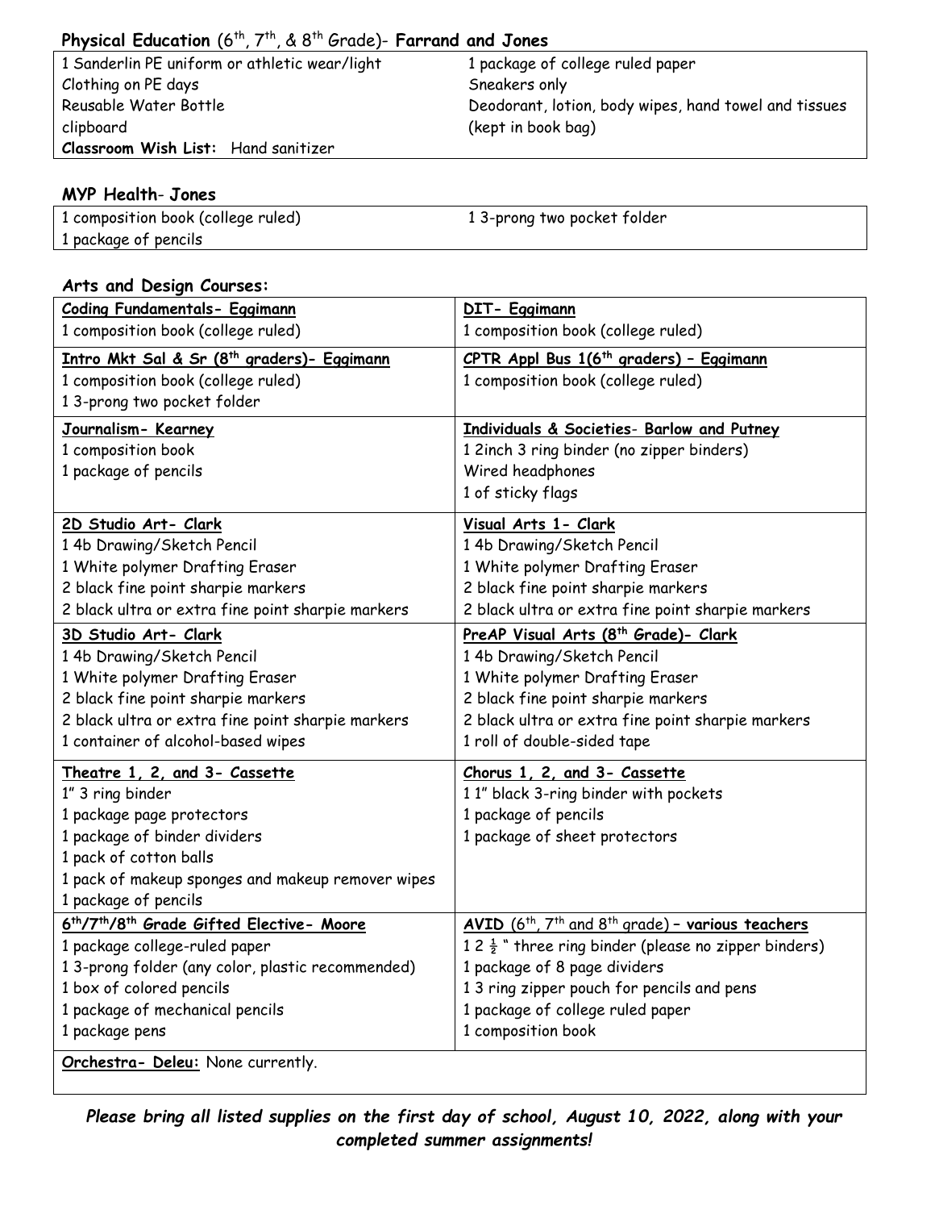## **Physical Education** (6th, 7th, & 8th Grade)- **Farrand and Jones**

| | |
|---|---|
| 1 Sanderlin PE uniform or athletic wear/light Clothing on PE days<br>Reusable Water Bottle<br>clipboard | 1 package of college ruled paper<br>Sneakers only<br>Deodorant, lotion, body wipes, hand towel and tissues (kept in book bag) |
| **Classroom Wish List:** Hand sanitizer | |

## **MYP Health**- **Jones**

| | |
|---|---|
| 1 composition book (college ruled)<br>1 package of pencils | 1 3-prong two pocket folder |

## **Arts and Design Courses:**

| | |
|---|---|
| **Coding Fundamentals- Eggimann**<br>1 composition book (college ruled) | **DIT- Eggimann**<br>1 composition book (college ruled) |
| **Intro Mkt Sal & Sr (8th graders)- Eggimann**<br>1 composition book (college ruled)<br>1 3-prong two pocket folder | **CPTR Appl Bus 1(6th graders) – Eggimann**<br>1 composition book (college ruled) |
| **Journalism- Kearney**<br>1 composition book<br>1 package of pencils | **Individuals & Societies- Barlow and Putney**<br>1 2inch 3 ring binder (no zipper binders)<br>Wired headphones<br>1 of sticky flags |
| **2D Studio Art- Clark**<br>1 4b Drawing/Sketch Pencil<br>1 White polymer Drafting Eraser<br>2 black fine point sharpie markers<br>2 black ultra or extra fine point sharpie markers | **Visual Arts 1- Clark**<br>1 4b Drawing/Sketch Pencil<br>1 White polymer Drafting Eraser<br>2 black fine point sharpie markers<br>2 black ultra or extra fine point sharpie markers |
| **3D Studio Art- Clark**<br>1 4b Drawing/Sketch Pencil<br>1 White polymer Drafting Eraser<br>2 black fine point sharpie markers<br>2 black ultra or extra fine point sharpie markers<br>1 container of alcohol-based wipes | **PreAP Visual Arts (8th Grade)- Clark**<br>1 4b Drawing/Sketch Pencil<br>1 White polymer Drafting Eraser<br>2 black fine point sharpie markers<br>2 black ultra or extra fine point sharpie markers<br>1 roll of double-sided tape |
| **Theatre 1, 2, and 3- Cassette**<br>1" 3 ring binder<br>1 package page protectors<br>1 package of binder dividers<br>1 pack of cotton balls<br>1 pack of makeup sponges and makeup remover wipes<br>1 package of pencils | **Chorus 1, 2, and 3- Cassette**<br>1 1" black 3-ring binder with pockets<br>1 package of pencils<br>1 package of sheet protectors |
| **6th/7th/8th Grade Gifted Elective- Moore**<br>1 package college-ruled paper<br>1 3-prong folder (any color, plastic recommended)<br>1 box of colored pencils<br>1 package of mechanical pencils<br>1 package pens | **AVID** (6th, 7th and 8th grade) – **various teachers**<br>1 2 ½ " three ring binder (please no zipper binders)<br>1 package of 8 page dividers<br>1 3 ring zipper pouch for pencils and pens<br>1 package of college ruled paper<br>1 composition book |
| **Orchestra- Deleu:** None currently. | |

***Please bring all listed supplies on the first day of school, August 10, 2022, along with your completed summer assignments!***